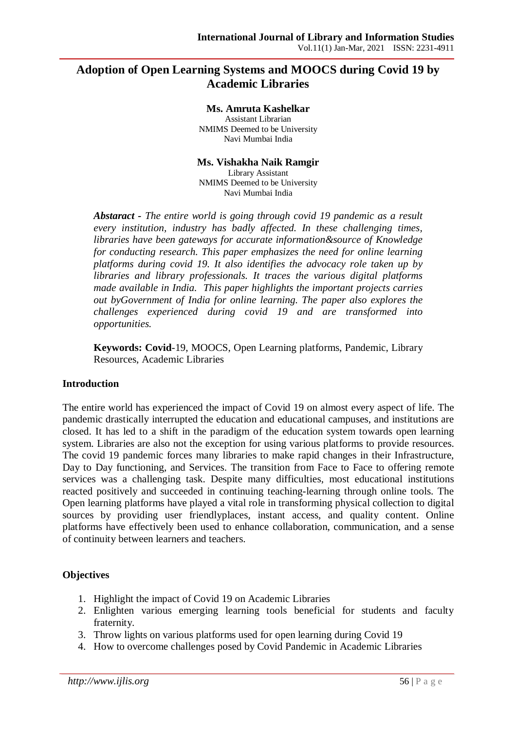# Adoption of Open Learning Systems and MOOCS during Covid 19 by Academic Libraries

**Ms. Amruta Kashelkar**
Assistant Librarian
NMIMS Deemed to be University
Navi Mumbai India

**Ms. Vishakha Naik Ramgir**
Library Assistant
NMIMS Deemed to be University
Navi Mumbai India

***Abstaract** - The entire world is going through covid 19 pandemic as a result every institution, industry has badly affected. In these challenging times, libraries have been gateways for accurate information&source of Knowledge for conducting research. This paper emphasizes the need for online learning platforms during covid 19. It also identifies the advocacy role taken up by libraries and library professionals. It traces the various digital platforms made available in India. This paper highlights the important projects carries out byGovernment of India for online learning. The paper also explores the challenges experienced during covid 19 and are transformed into opportunities.*

**Keywords: Covid**-19, MOOCS, Open Learning platforms, Pandemic, Library Resources, Academic Libraries

## Introduction

The entire world has experienced the impact of Covid 19 on almost every aspect of life. The pandemic drastically interrupted the education and educational campuses, and institutions are closed. It has led to a shift in the paradigm of the education system towards open learning system. Libraries are also not the exception for using various platforms to provide resources. The covid 19 pandemic forces many libraries to make rapid changes in their Infrastructure, Day to Day functioning, and Services. The transition from Face to Face to offering remote services was a challenging task. Despite many difficulties, most educational institutions reacted positively and succeeded in continuing teaching-learning through online tools. The Open learning platforms have played a vital role in transforming physical collection to digital sources by providing user friendlyplaces, instant access, and quality content. Online platforms have effectively been used to enhance collaboration, communication, and a sense of continuity between learners and teachers.

## Objectives

1. Highlight the impact of Covid 19 on Academic Libraries
2. Enlighten various emerging learning tools beneficial for students and faculty fraternity.
3. Throw lights on various platforms used for open learning during Covid 19
4. How to overcome challenges posed by Covid Pandemic in Academic Libraries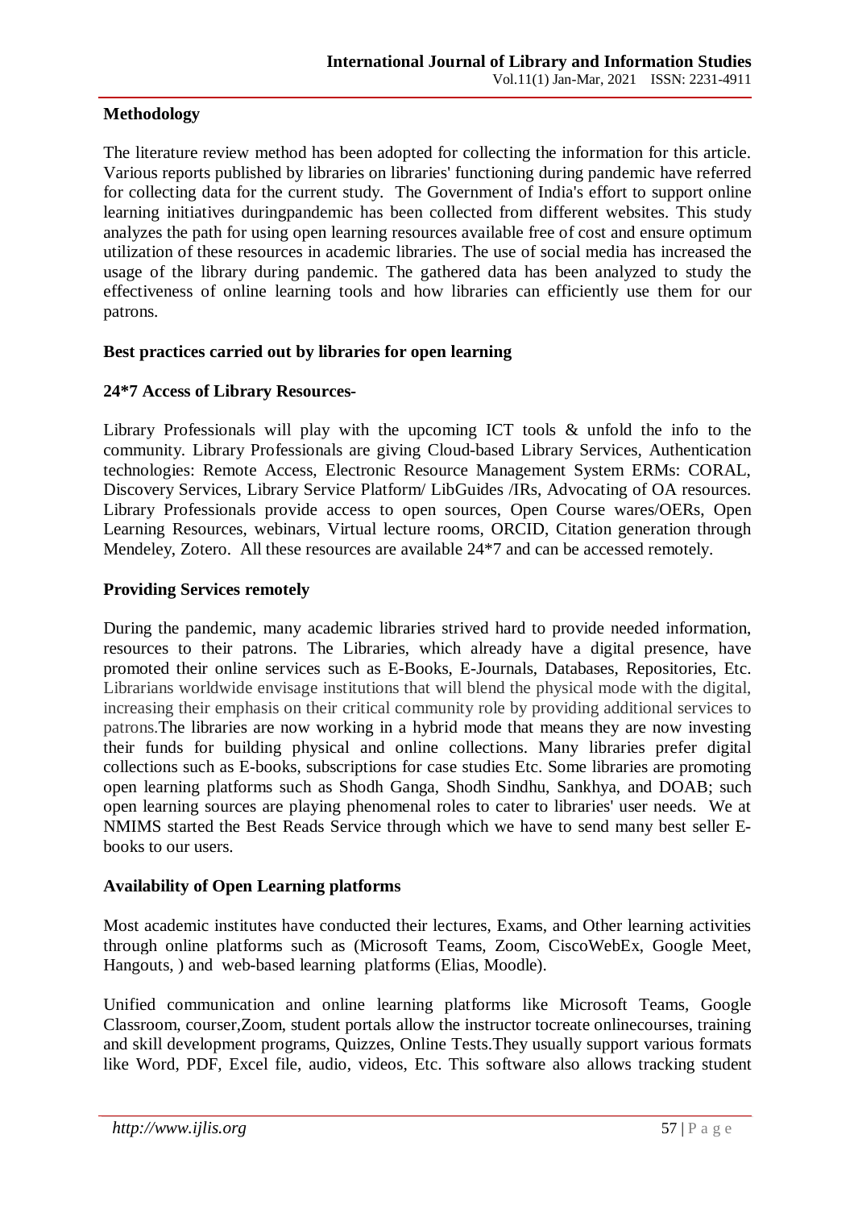**Methodology**

The literature review method has been adopted for collecting the information for this article. Various reports published by libraries on libraries' functioning during pandemic have referred for collecting data for the current study. The Government of India's effort to support online learning initiatives duringpandemic has been collected from different websites. This study analyzes the path for using open learning resources available free of cost and ensure optimum utilization of these resources in academic libraries. The use of social media has increased the usage of the library during pandemic. The gathered data has been analyzed to study the effectiveness of online learning tools and how libraries can efficiently use them for our patrons.

**Best practices carried out by libraries for open learning**

**24*7 Access of Library Resources-**

Library Professionals will play with the upcoming ICT tools & unfold the info to the community. Library Professionals are giving Cloud-based Library Services, Authentication technologies: Remote Access, Electronic Resource Management System ERMs: CORAL, Discovery Services, Library Service Platform/ LibGuides /IRs, Advocating of OA resources. Library Professionals provide access to open sources, Open Course wares/OERs, Open Learning Resources, webinars, Virtual lecture rooms, ORCID, Citation generation through Mendeley, Zotero. All these resources are available 24*7 and can be accessed remotely.

**Providing Services remotely**

During the pandemic, many academic libraries strived hard to provide needed information, resources to their patrons. The Libraries, which already have a digital presence, have promoted their online services such as E-Books, E-Journals, Databases, Repositories, Etc. Librarians worldwide envisage institutions that will blend the physical mode with the digital, increasing their emphasis on their critical community role by providing additional services to patrons.The libraries are now working in a hybrid mode that means they are now investing their funds for building physical and online collections. Many libraries prefer digital collections such as E-books, subscriptions for case studies Etc. Some libraries are promoting open learning platforms such as Shodh Ganga, Shodh Sindhu, Sankhya, and DOAB; such open learning sources are playing phenomenal roles to cater to libraries' user needs. We at NMIMS started the Best Reads Service through which we have to send many best seller E-books to our users.

**Availability of Open Learning platforms**

Most academic institutes have conducted their lectures, Exams, and Other learning activities through online platforms such as (Microsoft Teams, Zoom, CiscoWebEx, Google Meet, Hangouts, ) and web-based learning platforms (Elias, Moodle).

Unified communication and online learning platforms like Microsoft Teams, Google Classroom, courser,Zoom, student portals allow the instructor tocreate onlinecourses, training and skill development programs, Quizzes, Online Tests.They usually support various formats like Word, PDF, Excel file, audio, videos, Etc. This software also allows tracking student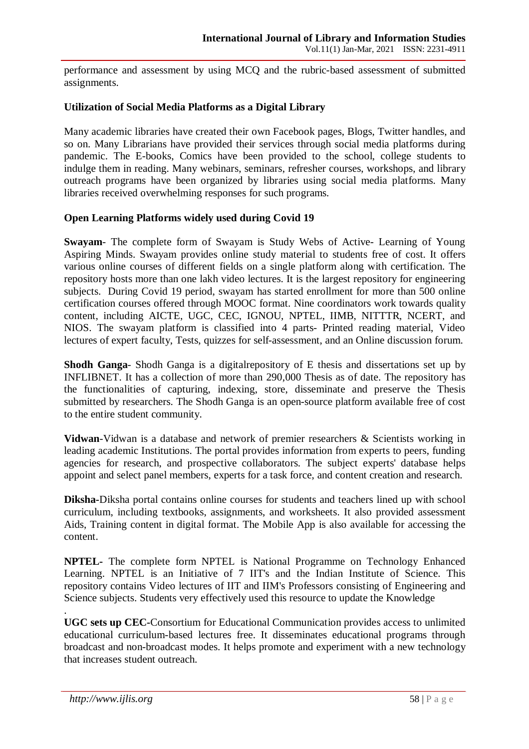performance and assessment by using MCQ and the rubric-based assessment of submitted assignments.

**Utilization of Social Media Platforms as a Digital Library**

Many academic libraries have created their own Facebook pages, Blogs, Twitter handles, and so on. Many Librarians have provided their services through social media platforms during pandemic. The E-books, Comics have been provided to the school, college students to indulge them in reading. Many webinars, seminars, refresher courses, workshops, and library outreach programs have been organized by libraries using social media platforms. Many libraries received overwhelming responses for such programs.

**Open Learning Platforms widely used during Covid 19**

**Swayam**- The complete form of Swayam is Study Webs of Active- Learning of Young Aspiring Minds. Swayam provides online study material to students free of cost. It offers various online courses of different fields on a single platform along with certification. The repository hosts more than one lakh video lectures. It is the largest repository for engineering subjects. During Covid 19 period, swayam has started enrollment for more than 500 online certification courses offered through MOOC format. Nine coordinators work towards quality content, including AICTE, UGC, CEC, IGNOU, NPTEL, IIMB, NITTTR, NCERT, and NIOS. The swayam platform is classified into 4 parts- Printed reading material, Video lectures of expert faculty, Tests, quizzes for self-assessment, and an Online discussion forum.

**Shodh Ganga**- Shodh Ganga is a digitalrepository of E thesis and dissertations set up by INFLIBNET. It has a collection of more than 290,000 Thesis as of date. The repository has the functionalities of capturing, indexing, store, disseminate and preserve the Thesis submitted by researchers. The Shodh Ganga is an open-source platform available free of cost to the entire student community.

**Vidwan**-Vidwan is a database and network of premier researchers & Scientists working in leading academic Institutions. The portal provides information from experts to peers, funding agencies for research, and prospective collaborators. The subject experts' database helps appoint and select panel members, experts for a task force, and content creation and research.

**Diksha**-Diksha portal contains online courses for students and teachers lined up with school curriculum, including textbooks, assignments, and worksheets. It also provided assessment Aids, Training content in digital format. The Mobile App is also available for accessing the content.

**NPTEL**- The complete form NPTEL is National Programme on Technology Enhanced Learning. NPTEL is an Initiative of 7 IIT's and the Indian Institute of Science. This repository contains Video lectures of IIT and IIM's Professors consisting of Engineering and Science subjects. Students very effectively used this resource to update the Knowledge

.

**UGC sets up CEC**-Consortium for Educational Communication provides access to unlimited educational curriculum-based lectures free. It disseminates educational programs through broadcast and non-broadcast modes. It helps promote and experiment with a new technology that increases student outreach.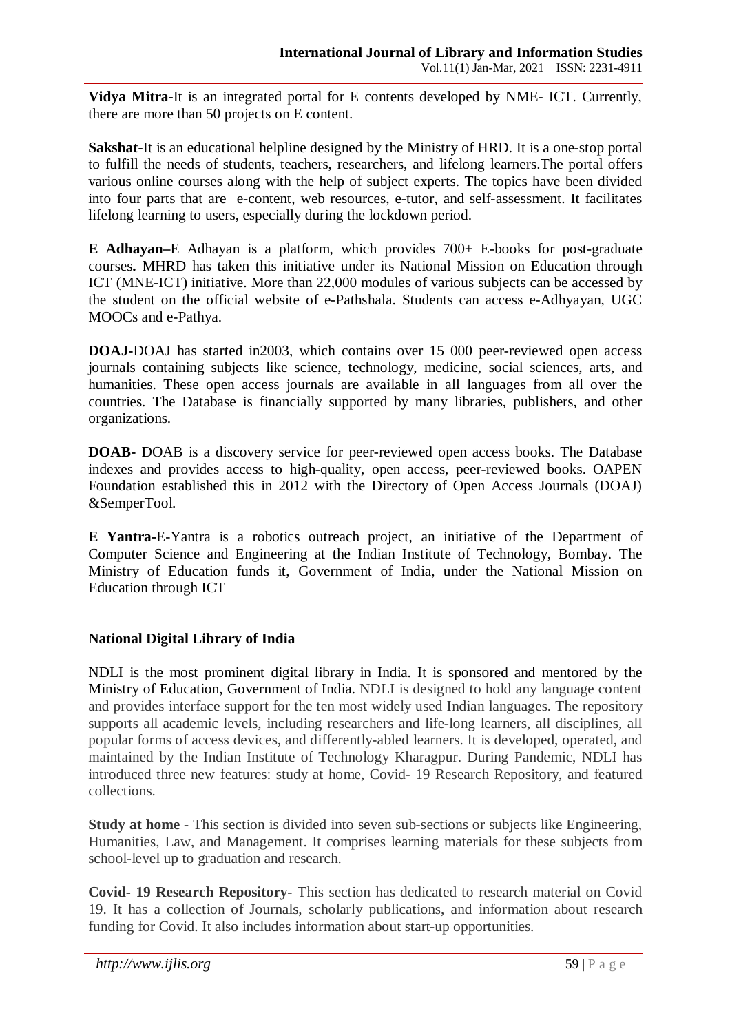**Vidya Mitra**-It is an integrated portal for E contents developed by NME- ICT. Currently, there are more than 50 projects on E content.

**Sakshat**-It is an educational helpline designed by the Ministry of HRD. It is a one-stop portal to fulfill the needs of students, teachers, researchers, and lifelong learners.The portal offers various online courses along with the help of subject experts. The topics have been divided into four parts that are e-content, web resources, e-tutor, and self-assessment. It facilitates lifelong learning to users, especially during the lockdown period.

**E Adhayan–**E Adhayan is a platform, which provides 700+ E-books for post-graduate courses**.** MHRD has taken this initiative under its National Mission on Education through ICT (MNE-ICT) initiative. More than 22,000 modules of various subjects can be accessed by the student on the official website of e-Pathshala. Students can access e-Adhyayan, UGC MOOCs and e-Pathya.

**DOAJ**-DOAJ has started in2003, which contains over 15 000 peer-reviewed open access journals containing subjects like science, technology, medicine, social sciences, arts, and humanities. These open access journals are available in all languages from all over the countries. The Database is financially supported by many libraries, publishers, and other organizations.

**DOAB-** DOAB is a discovery service for peer-reviewed open access books. The Database indexes and provides access to high-quality, open access, peer-reviewed books. OAPEN Foundation established this in 2012 with the Directory of Open Access Journals (DOAJ) &SemperTool.

**E Yantra**-E-Yantra is a robotics outreach project, an initiative of the Department of Computer Science and Engineering at the Indian Institute of Technology, Bombay. The Ministry of Education funds it, Government of India, under the National Mission on Education through ICT

**National Digital Library of India**

NDLI is the most prominent digital library in India. It is sponsored and mentored by the Ministry of Education, Government of India. NDLI is designed to hold any language content and provides interface support for the ten most widely used Indian languages. The repository supports all academic levels, including researchers and life-long learners, all disciplines, all popular forms of access devices, and differently-abled learners. It is developed, operated, and maintained by the Indian Institute of Technology Kharagpur. During Pandemic, NDLI has introduced three new features: study at home, Covid- 19 Research Repository, and featured collections.

**Study at home** - This section is divided into seven sub-sections or subjects like Engineering, Humanities, Law, and Management. It comprises learning materials for these subjects from school-level up to graduation and research.

**Covid- 19 Research Repository**- This section has dedicated to research material on Covid 19. It has a collection of Journals, scholarly publications, and information about research funding for Covid. It also includes information about start-up opportunities.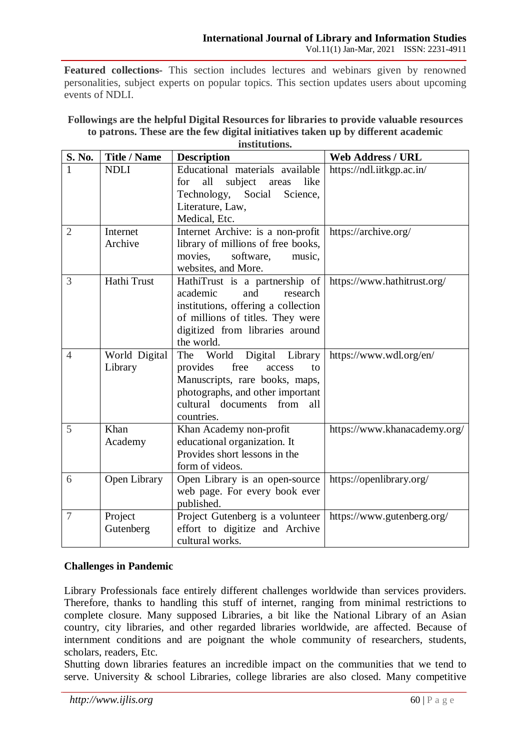**Featured collections-** This section includes lectures and webinars given by renowned personalities, subject experts on popular topics. This section updates users about upcoming events of NDLI.

**Followings are the helpful Digital Resources for libraries to provide valuable resources to patrons. These are the few digital initiatives taken up by different academic institutions.**

| S. No. | Title / Name | Description | Web Address / URL |
|---|---|---|---|
| 1 | NDLI | Educational materials available for all subject areas like Technology, Social Science, Literature, Law, Medical, Etc. | https://ndl.iitkgp.ac.in/ |
| 2 | Internet Archive | Internet Archive: is a non-profit library of millions of free books, movies, software, music, websites, and More. | https://archive.org/ |
| 3 | Hathi Trust | HathiTrust is a partnership of academic and research institutions, offering a collection of millions of titles. They were digitized from libraries around the world. | https://www.hathitrust.org/ |
| 4 | World Digital Library | The World Digital Library provides free access to Manuscripts, rare books, maps, photographs, and other important cultural documents from all countries. | https://www.wdl.org/en/ |
| 5 | Khan Academy | Khan Academy non-profit educational organization. It Provides short lessons in the form of videos. | https://www.khanacademy.org/ |
| 6 | Open Library | Open Library is an open-source web page. For every book ever published. | https://openlibrary.org/ |
| 7 | Project Gutenberg | Project Gutenberg is a volunteer effort to digitize and Archive cultural works. | https://www.gutenberg.org/ |

## Challenges in Pandemic

Library Professionals face entirely different challenges worldwide than services providers. Therefore, thanks to handling this stuff of internet, ranging from minimal restrictions to complete closure. Many supposed Libraries, a bit like the National Library of an Asian country, city libraries, and other regarded libraries worldwide, are affected. Because of internment conditions and are poignant the whole community of researchers, students, scholars, readers, Etc.

Shutting down libraries features an incredible impact on the communities that we tend to serve. University & school Libraries, college libraries are also closed. Many competitive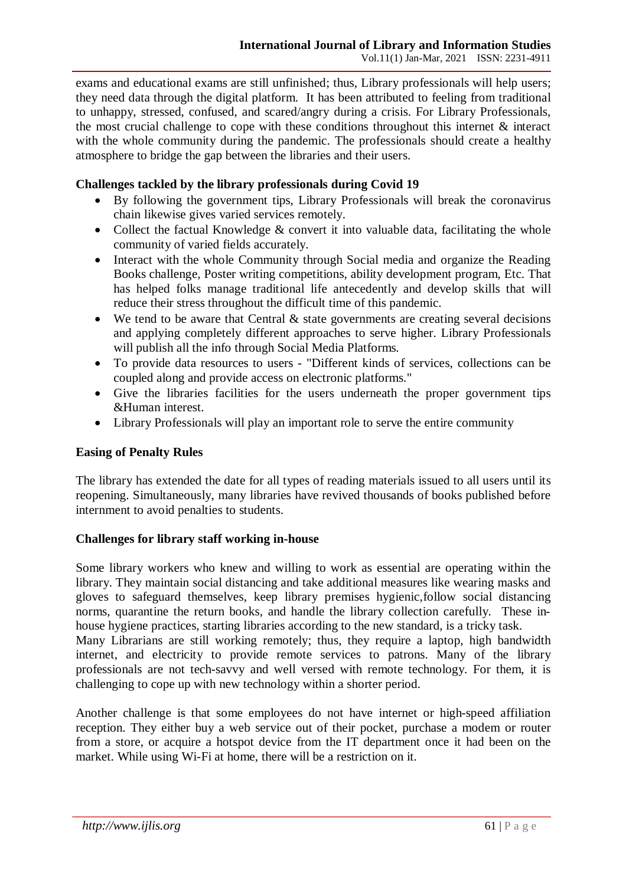exams and educational exams are still unfinished; thus, Library professionals will help users; they need data through the digital platform. It has been attributed to feeling from traditional to unhappy, stressed, confused, and scared/angry during a crisis. For Library Professionals, the most crucial challenge to cope with these conditions throughout this internet & interact with the whole community during the pandemic. The professionals should create a healthy atmosphere to bridge the gap between the libraries and their users.

**Challenges tackled by the library professionals during Covid 19**

- By following the government tips, Library Professionals will break the coronavirus chain likewise gives varied services remotely.
- Collect the factual Knowledge & convert it into valuable data, facilitating the whole community of varied fields accurately.
- Interact with the whole Community through Social media and organize the Reading Books challenge, Poster writing competitions, ability development program, Etc. That has helped folks manage traditional life antecedently and develop skills that will reduce their stress throughout the difficult time of this pandemic.
- We tend to be aware that Central & state governments are creating several decisions and applying completely different approaches to serve higher. Library Professionals will publish all the info through Social Media Platforms.
- To provide data resources to users - "Different kinds of services, collections can be coupled along and provide access on electronic platforms."
- Give the libraries facilities for the users underneath the proper government tips &Human interest.
- Library Professionals will play an important role to serve the entire community

**Easing of Penalty Rules**

The library has extended the date for all types of reading materials issued to all users until its reopening. Simultaneously, many libraries have revived thousands of books published before internment to avoid penalties to students.

**Challenges for library staff working in-house**

Some library workers who knew and willing to work as essential are operating within the library. They maintain social distancing and take additional measures like wearing masks and gloves to safeguard themselves, keep library premises hygienic,follow social distancing norms, quarantine the return books, and handle the library collection carefully. These in-house hygiene practices, starting libraries according to the new standard, is a tricky task.
Many Librarians are still working remotely; thus, they require a laptop, high bandwidth internet, and electricity to provide remote services to patrons. Many of the library professionals are not tech-savvy and well versed with remote technology. For them, it is challenging to cope up with new technology within a shorter period.

Another challenge is that some employees do not have internet or high-speed affiliation reception. They either buy a web service out of their pocket, purchase a modem or router from a store, or acquire a hotspot device from the IT department once it had been on the market. While using Wi-Fi at home, there will be a restriction on it.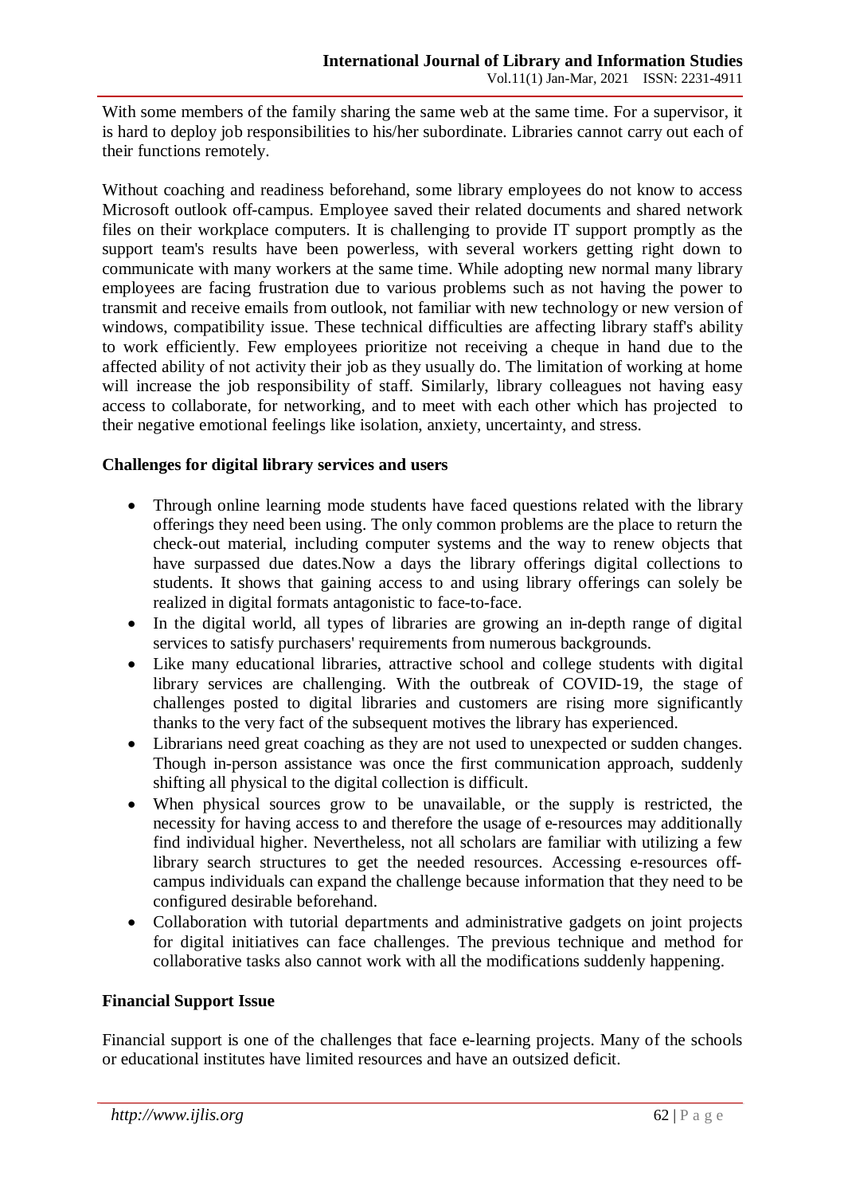With some members of the family sharing the same web at the same time. For a supervisor, it is hard to deploy job responsibilities to his/her subordinate. Libraries cannot carry out each of their functions remotely.

Without coaching and readiness beforehand, some library employees do not know to access Microsoft outlook off-campus. Employee saved their related documents and shared network files on their workplace computers. It is challenging to provide IT support promptly as the support team's results have been powerless, with several workers getting right down to communicate with many workers at the same time. While adopting new normal many library employees are facing frustration due to various problems such as not having the power to transmit and receive emails from outlook, not familiar with new technology or new version of windows, compatibility issue. These technical difficulties are affecting library staff's ability to work efficiently. Few employees prioritize not receiving a cheque in hand due to the affected ability of not activity their job as they usually do. The limitation of working at home will increase the job responsibility of staff. Similarly, library colleagues not having easy access to collaborate, for networking, and to meet with each other which has projected to their negative emotional feelings like isolation, anxiety, uncertainty, and stress.

**Challenges for digital library services and users**

- Through online learning mode students have faced questions related with the library offerings they need been using. The only common problems are the place to return the check-out material, including computer systems and the way to renew objects that have surpassed due dates.Now a days the library offerings digital collections to students. It shows that gaining access to and using library offerings can solely be realized in digital formats antagonistic to face-to-face.
- In the digital world, all types of libraries are growing an in-depth range of digital services to satisfy purchasers' requirements from numerous backgrounds.
- Like many educational libraries, attractive school and college students with digital library services are challenging. With the outbreak of COVID-19, the stage of challenges posted to digital libraries and customers are rising more significantly thanks to the very fact of the subsequent motives the library has experienced.
- Librarians need great coaching as they are not used to unexpected or sudden changes. Though in-person assistance was once the first communication approach, suddenly shifting all physical to the digital collection is difficult.
- When physical sources grow to be unavailable, or the supply is restricted, the necessity for having access to and therefore the usage of e-resources may additionally find individual higher. Nevertheless, not all scholars are familiar with utilizing a few library search structures to get the needed resources. Accessing e-resources off-campus individuals can expand the challenge because information that they need to be configured desirable beforehand.
- Collaboration with tutorial departments and administrative gadgets on joint projects for digital initiatives can face challenges. The previous technique and method for collaborative tasks also cannot work with all the modifications suddenly happening.

**Financial Support Issue**

Financial support is one of the challenges that face e-learning projects. Many of the schools or educational institutes have limited resources and have an outsized deficit.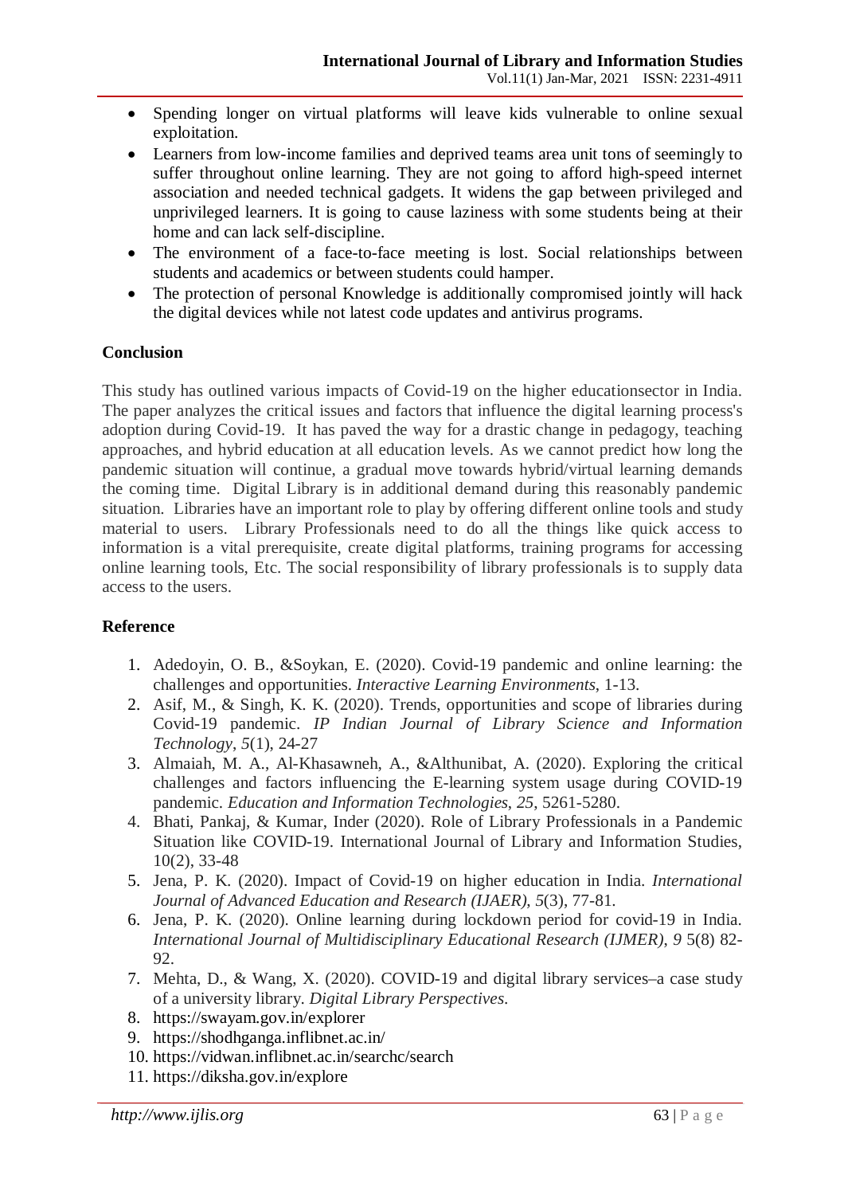- Spending longer on virtual platforms will leave kids vulnerable to online sexual exploitation.
- Learners from low-income families and deprived teams area unit tons of seemingly to suffer throughout online learning. They are not going to afford high-speed internet association and needed technical gadgets. It widens the gap between privileged and unprivileged learners. It is going to cause laziness with some students being at their home and can lack self-discipline.
- The environment of a face-to-face meeting is lost. Social relationships between students and academics or between students could hamper.
- The protection of personal Knowledge is additionally compromised jointly will hack the digital devices while not latest code updates and antivirus programs.

## Conclusion

This study has outlined various impacts of Covid-19 on the higher educationsector in India. The paper analyzes the critical issues and factors that influence the digital learning process's adoption during Covid-19. It has paved the way for a drastic change in pedagogy, teaching approaches, and hybrid education at all education levels. As we cannot predict how long the pandemic situation will continue, a gradual move towards hybrid/virtual learning demands the coming time. Digital Library is in additional demand during this reasonably pandemic situation. Libraries have an important role to play by offering different online tools and study material to users. Library Professionals need to do all the things like quick access to information is a vital prerequisite, create digital platforms, training programs for accessing online learning tools, Etc. The social responsibility of library professionals is to supply data access to the users.

## Reference

1. Adedoyin, O. B., &Soykan, E. (2020). Covid-19 pandemic and online learning: the challenges and opportunities. *Interactive Learning Environments*, 1-13.
2. Asif, M., & Singh, K. K. (2020). Trends, opportunities and scope of libraries during Covid-19 pandemic. *IP Indian Journal of Library Science and Information Technology*, *5*(1), 24-27
3. Almaiah, M. A., Al-Khasawneh, A., &Althunibat, A. (2020). Exploring the critical challenges and factors influencing the E-learning system usage during COVID-19 pandemic. *Education and Information Technologies*, *25*, 5261-5280.
4. Bhati, Pankaj, & Kumar, Inder (2020). Role of Library Professionals in a Pandemic Situation like COVID-19. International Journal of Library and Information Studies, 10(2), 33-48
5. Jena, P. K. (2020). Impact of Covid-19 on higher education in India. *International Journal of Advanced Education and Research (IJAER)*, *5*(3), 77-81.
6. Jena, P. K. (2020). Online learning during lockdown period for covid-19 in India. *International Journal of Multidisciplinary Educational Research (IJMER)*, *9* 5(8) 82-92.
7. Mehta, D., & Wang, X. (2020). COVID-19 and digital library services–a case study of a university library. *Digital Library Perspectives*.
8. https://swayam.gov.in/explorer
9. https://shodhganga.inflibnet.ac.in/
10. https://vidwan.inflibnet.ac.in/searchc/search
11. https://diksha.gov.in/explore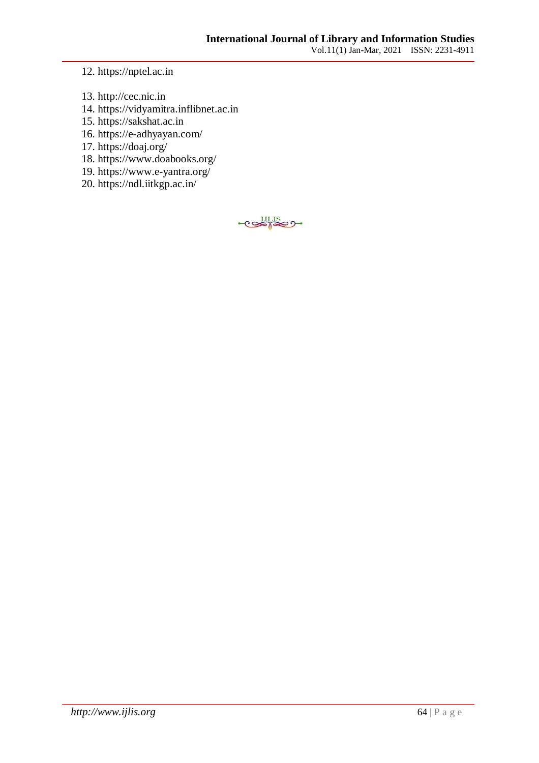12. https://nptel.ac.in
13. http://cec.nic.in
14. https://vidyamitra.inflibnet.ac.in
15. https://sakshat.ac.in
16. https://e-adhyayan.com/
17. https://doaj.org/
18. https://www.doabooks.org/
19. https://www.e-yantra.org/
20. https://ndl.iitkgp.ac.in/